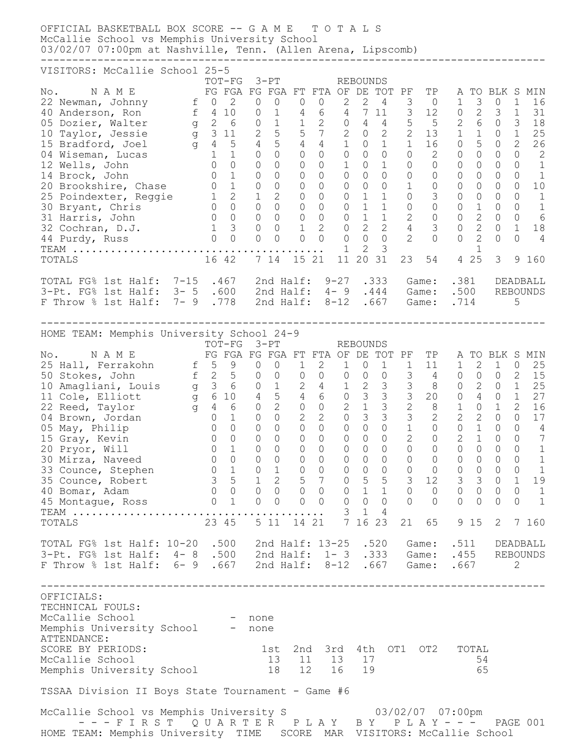OFFICIAL BASKETBALL BOX SCORE -- GAME TOTALS
McCallie School vs Memphis University School
03/02/07 07:00pm at Nashville, Tenn. (Allen Arena, Lipscomb)

VISITORS: McCallie School 25-5

| No. | NAME | | FG | FGA | 3-PT FG | 3-PT FGA | FT | FTA | OF | DE | TOT | PF | TP | A | TO | BLK | S | MIN |
|---|---|---|---|---|---|---|---|---|---|---|---|---|---|---|---|---|---|---|
| 22 | Newman, Johnny | f | 0 | 2 | 0 | 0 | 0 | 0 | 2 | 2 | 4 | 3 | 0 | 1 | 3 | 0 | 1 | 16 |
| 40 | Anderson, Ron | f | 4 | 10 | 0 | 1 | 4 | 6 | 4 | 7 | 11 | 3 | 12 | 0 | 2 | 3 | 1 | 31 |
| 05 | Dozier, Walter | g | 2 | 6 | 0 | 1 | 1 | 2 | 0 | 4 | 4 | 5 | 5 | 2 | 6 | 0 | 3 | 18 |
| 10 | Taylor, Jessie | g | 3 | 11 | 2 | 5 | 5 | 7 | 2 | 0 | 2 | 2 | 13 | 1 | 1 | 0 | 1 | 25 |
| 15 | Bradford, Joel | g | 4 | 5 | 4 | 5 | 4 | 4 | 1 | 0 | 1 | 1 | 16 | 0 | 5 | 0 | 2 | 26 |
| 04 | Wiseman, Lucas | | 1 | 1 | 0 | 0 | 0 | 0 | 0 | 0 | 0 | 0 | 2 | 0 | 0 | 0 | 0 | 2 |
| 12 | Wells, John | | 0 | 0 | 0 | 0 | 0 | 0 | 1 | 0 | 1 | 0 | 0 | 0 | 0 | 0 | 0 | 1 |
| 14 | Brock, John | | 0 | 1 | 0 | 0 | 0 | 0 | 0 | 0 | 0 | 0 | 0 | 0 | 0 | 0 | 0 | 1 |
| 20 | Brookshire, Chase | | 0 | 1 | 0 | 0 | 0 | 0 | 0 | 0 | 0 | 1 | 0 | 0 | 0 | 0 | 0 | 10 |
| 25 | Poindexter, Reggie | | 1 | 2 | 1 | 2 | 0 | 0 | 0 | 1 | 1 | 0 | 3 | 0 | 0 | 0 | 0 | 1 |
| 30 | Bryant, Chris | | 0 | 0 | 0 | 0 | 0 | 0 | 0 | 1 | 1 | 0 | 0 | 0 | 1 | 0 | 0 | 1 |
| 31 | Harris, John | | 0 | 0 | 0 | 0 | 0 | 0 | 0 | 1 | 1 | 2 | 0 | 0 | 2 | 0 | 0 | 6 |
| 32 | Cochran, D.J. | | 1 | 3 | 0 | 0 | 1 | 2 | 0 | 2 | 2 | 4 | 3 | 0 | 2 | 0 | 1 | 18 |
| 44 | Purdy, Russ | | 0 | 0 | 0 | 0 | 0 | 0 | 0 | 0 | 0 | 2 | 0 | 0 | 2 | 0 | 0 | 4 |
| | TEAM | | | | | | | | 1 | 2 | 3 | | | | 1 | | | |
| | TOTALS | | 16 | 42 | 7 | 14 | 15 | 21 | 11 | 20 | 31 | 23 | 54 | 4 | 25 | 3 | 9 | 160 |

TOTAL FG% 1st Half: 7-15 .467 2nd Half: 9-27 .333 Game: .381 DEADBALL
3-Pt. FG% 1st Half: 3- 5 .600 2nd Half: 4- 9 .444 Game: .500 REBOUNDS
F Throw % 1st Half: 7- 9 .778 2nd Half: 8-12 .667 Game: .714 5

HOME TEAM: Memphis University School 24-9

| No. | NAME | | FG | FGA | 3-PT FG | 3-PT FGA | FT | FTA | OF | DE | TOT | PF | TP | A | TO | BLK | S | MIN |
|---|---|---|---|---|---|---|---|---|---|---|---|---|---|---|---|---|---|---|
| 25 | Hall, Ferrakohn | f | 5 | 9 | 0 | 0 | 1 | 2 | 1 | 0 | 1 | 1 | 11 | 1 | 2 | 1 | 0 | 25 |
| 50 | Stokes, John | f | 2 | 5 | 0 | 0 | 0 | 0 | 0 | 0 | 0 | 3 | 4 | 0 | 0 | 0 | 2 | 15 |
| 10 | Amagliani, Louis | g | 3 | 6 | 0 | 1 | 2 | 4 | 1 | 2 | 3 | 3 | 8 | 0 | 2 | 0 | 1 | 25 |
| 11 | Cole, Elliott | g | 6 | 10 | 4 | 5 | 4 | 6 | 0 | 3 | 3 | 3 | 20 | 0 | 4 | 0 | 1 | 27 |
| 22 | Reed, Taylor | g | 4 | 6 | 0 | 2 | 0 | 0 | 2 | 1 | 3 | 2 | 8 | 1 | 0 | 1 | 2 | 16 |
| 04 | Brown, Jordan | | 0 | 1 | 0 | 0 | 2 | 2 | 0 | 3 | 3 | 3 | 2 | 2 | 2 | 0 | 0 | 17 |
| 05 | May, Philip | | 0 | 0 | 0 | 0 | 0 | 0 | 0 | 0 | 0 | 1 | 0 | 0 | 1 | 0 | 0 | 4 |
| 15 | Gray, Kevin | | 0 | 0 | 0 | 0 | 0 | 0 | 0 | 0 | 0 | 2 | 0 | 2 | 1 | 0 | 0 | 7 |
| 20 | Pryor, Will | | 0 | 1 | 0 | 0 | 0 | 0 | 0 | 0 | 0 | 0 | 0 | 0 | 0 | 0 | 0 | 1 |
| 30 | Mirza, Naveed | | 0 | 0 | 0 | 0 | 0 | 0 | 0 | 0 | 0 | 0 | 0 | 0 | 0 | 0 | 0 | 1 |
| 33 | Counce, Stephen | | 0 | 1 | 0 | 1 | 0 | 0 | 0 | 0 | 0 | 0 | 0 | 0 | 0 | 0 | 0 | 1 |
| 35 | Counce, Robert | | 3 | 5 | 1 | 2 | 5 | 7 | 0 | 5 | 5 | 3 | 12 | 3 | 3 | 0 | 1 | 19 |
| 40 | Bomar, Adam | | 0 | 0 | 0 | 0 | 0 | 0 | 0 | 1 | 1 | 0 | 0 | 0 | 0 | 0 | 0 | 1 |
| 45 | Montague, Ross | | 0 | 1 | 0 | 0 | 0 | 0 | 0 | 0 | 0 | 0 | 0 | 0 | 0 | 0 | 0 | 1 |
| | TEAM | | | | | | | | 3 | 1 | 4 | | | | | | | |
| | TOTALS | | 23 | 45 | 5 | 11 | 14 | 21 | 7 | 16 | 23 | 21 | 65 | 9 | 15 | 2 | 7 | 160 |

TOTAL FG% 1st Half: 10-20 .500 2nd Half: 13-25 .520 Game: .511 DEADBALL
3-Pt. FG% 1st Half: 4- 8 .500 2nd Half: 1- 3 .333 Game: .455 REBOUNDS
F Throw % 1st Half: 6- 9 .667 2nd Half: 8-12 .667 Game: .667 2

OFFICIALS:
TECHNICAL FOULS:
McCallie School - none
Memphis University School - none
ATTENDANCE:

SCORE BY PERIODS:

| | 1st | 2nd | 3rd | 4th | OT1 | OT2 | TOTAL |
|---|---|---|---|---|---|---|---|
| McCallie School | 13 | 11 | 13 | 17 | | | 54 |
| Memphis University School | 18 | 12 | 16 | 19 | | | 65 |

TSSAA Division II Boys State Tournament - Game #6

McCallie School vs Memphis University S 03/02/07 07:00pm

--- FIRST QUARTER PLAY BY PLAY ---

HOME TEAM: Memphis University TIME SCORE MAR VISITORS: McCallie School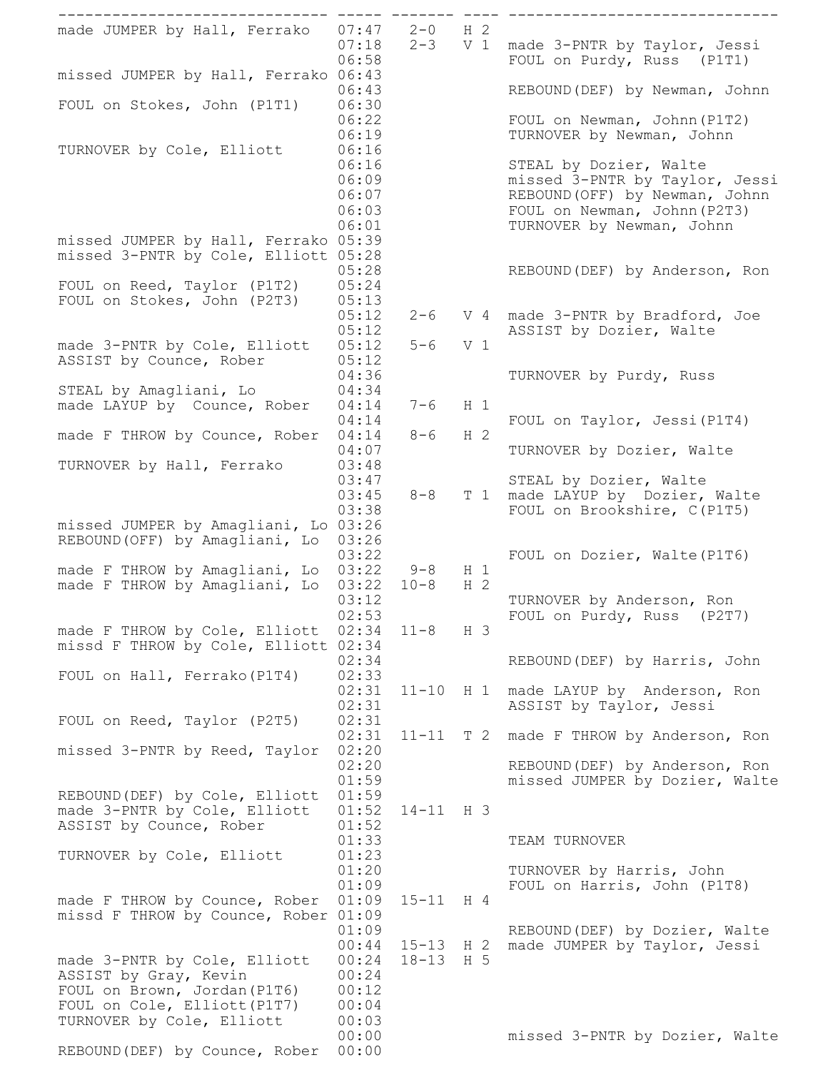| Home | Time | Score | Margin | Visitor |
|---|---|---|---|---|
| made JUMPER by Hall, Ferrako | 07:47 | 2-0 | H 2 | |
| | 07:18 | 2-3 | V 1 | made 3-PNTR by Taylor, Jessi |
| | 06:58 | | | FOUL on Purdy, Russ (P1T1) |
| missed JUMPER by Hall, Ferrako | 06:43 | | | |
| | 06:43 | | | REBOUND(DEF) by Newman, Johnn |
| FOUL on Stokes, John (P1T1) | 06:30 | | | |
| | 06:22 | | | FOUL on Newman, Johnn(P1T2) |
| | 06:19 | | | TURNOVER by Newman, Johnn |
| TURNOVER by Cole, Elliott | 06:16 | | | |
| | 06:16 | | | STEAL by Dozier, Walte |
| | 06:09 | | | missed 3-PNTR by Taylor, Jessi |
| | 06:07 | | | REBOUND(OFF) by Newman, Johnn |
| | 06:03 | | | FOUL on Newman, Johnn(P2T3) |
| | 06:01 | | | TURNOVER by Newman, Johnn |
| missed JUMPER by Hall, Ferrako | 05:39 | | | |
| missed 3-PNTR by Cole, Elliott | 05:28 | | | |
| | 05:28 | | | REBOUND(DEF) by Anderson, Ron |
| FOUL on Reed, Taylor (P1T2) | 05:24 | | | |
| FOUL on Stokes, John (P2T3) | 05:13 | | | |
| | 05:12 | 2-6 | V 4 | made 3-PNTR by Bradford, Joe |
| | 05:12 | | | ASSIST by Dozier, Walte |
| made 3-PNTR by Cole, Elliott | 05:12 | 5-6 | V 1 | |
| ASSIST by Counce, Rober | 05:12 | | | |
| | 04:36 | | | TURNOVER by Purdy, Russ |
| STEAL by Amagliani, Lo | 04:34 | | | |
| made LAYUP by Counce, Rober | 04:14 | 7-6 | H 1 | |
| | 04:14 | | | FOUL on Taylor, Jessi(P1T4) |
| made F THROW by Counce, Rober | 04:14 | 8-6 | H 2 | |
| | 04:07 | | | TURNOVER by Dozier, Walte |
| TURNOVER by Hall, Ferrako | 03:48 | | | |
| | 03:47 | | | STEAL by Dozier, Walte |
| | 03:45 | 8-8 | T 1 | made LAYUP by Dozier, Walte |
| | 03:38 | | | FOUL on Brookshire, C(P1T5) |
| missed JUMPER by Amagliani, Lo | 03:26 | | | |
| REBOUND(OFF) by Amagliani, Lo | 03:26 | | | |
| | 03:22 | | | FOUL on Dozier, Walte(P1T6) |
| made F THROW by Amagliani, Lo | 03:22 | 9-8 | H 1 | |
| made F THROW by Amagliani, Lo | 03:22 | 10-8 | H 2 | |
| | 03:12 | | | TURNOVER by Anderson, Ron |
| | 02:53 | | | FOUL on Purdy, Russ (P2T7) |
| made F THROW by Cole, Elliott | 02:34 | 11-8 | H 3 | |
| missd F THROW by Cole, Elliott | 02:34 | | | |
| | 02:34 | | | REBOUND(DEF) by Harris, John |
| FOUL on Hall, Ferrako(P1T4) | 02:33 | | | |
| | 02:31 | 11-10 | H 1 | made LAYUP by Anderson, Ron |
| | 02:31 | | | ASSIST by Taylor, Jessi |
| FOUL on Reed, Taylor (P2T5) | 02:31 | | | |
| | 02:31 | 11-11 | T 2 | made F THROW by Anderson, Ron |
| missed 3-PNTR by Reed, Taylor | 02:20 | | | |
| | 02:20 | | | REBOUND(DEF) by Anderson, Ron |
| | 01:59 | | | missed JUMPER by Dozier, Walte |
| REBOUND(DEF) by Cole, Elliott | 01:59 | | | |
| made 3-PNTR by Cole, Elliott | 01:52 | 14-11 | H 3 | |
| ASSIST by Counce, Rober | 01:52 | | | |
| | 01:33 | | | TEAM TURNOVER |
| TURNOVER by Cole, Elliott | 01:23 | | | |
| | 01:20 | | | TURNOVER by Harris, John |
| | 01:09 | | | FOUL on Harris, John (P1T8) |
| made F THROW by Counce, Rober | 01:09 | 15-11 | H 4 | |
| missd F THROW by Counce, Rober | 01:09 | | | |
| | 01:09 | | | REBOUND(DEF) by Dozier, Walte |
| | 00:44 | 15-13 | H 2 | made JUMPER by Taylor, Jessi |
| made 3-PNTR by Cole, Elliott | 00:24 | 18-13 | H 5 | |
| ASSIST by Gray, Kevin | 00:24 | | | |
| FOUL on Brown, Jordan(P1T6) | 00:12 | | | |
| FOUL on Cole, Elliott(P1T7) | 00:04 | | | |
| TURNOVER by Cole, Elliott | 00:03 | | | |
| | 00:00 | | | missed 3-PNTR by Dozier, Walte |
| REBOUND(DEF) by Counce, Rober | 00:00 | | | |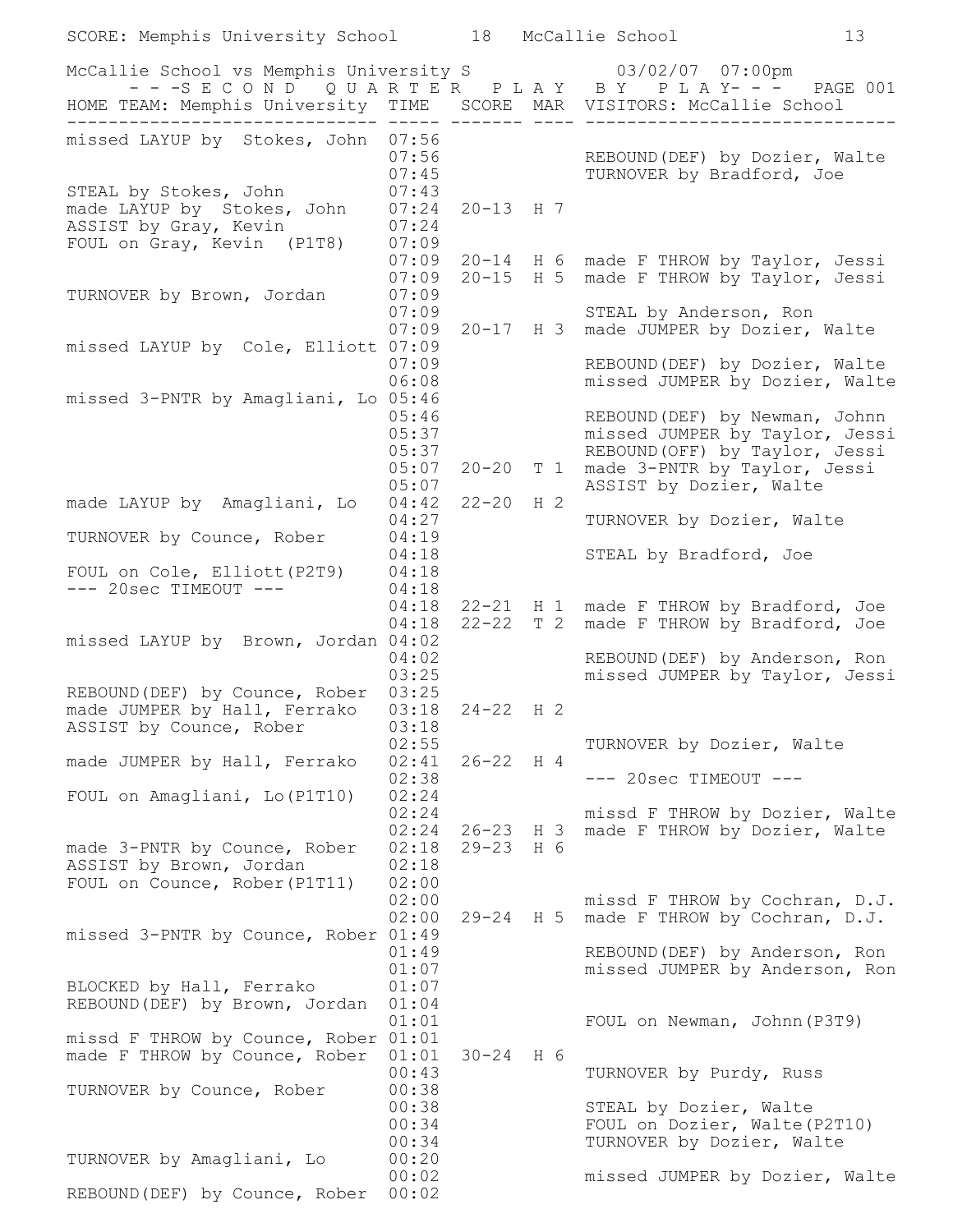SCORE: Memphis University School 18 McCallie School 13

McCallie School vs Memphis University S 03/02/07 07:00pm

- - -S E C O N D  Q U A R T E R  P L A Y  B Y  P L A Y- - - PAGE 001

| HOME TEAM: Memphis University | TIME | SCORE | MAR | VISITORS: McCallie School |
|---|---|---|---|---|
| missed LAYUP by Stokes, John | 07:56 | | | |
| | 07:56 | | | REBOUND(DEF) by Dozier, Walte |
| | 07:45 | | | TURNOVER by Bradford, Joe |
| STEAL by Stokes, John | 07:43 | | | |
| made LAYUP by Stokes, John | 07:24 | 20-13 | H 7 | |
| ASSIST by Gray, Kevin | 07:24 | | | |
| FOUL on Gray, Kevin (P1T8) | 07:09 | | | |
| | 07:09 | 20-14 | H 6 | made F THROW by Taylor, Jessi |
| | 07:09 | 20-15 | H 5 | made F THROW by Taylor, Jessi |
| TURNOVER by Brown, Jordan | 07:09 | | | |
| | 07:09 | | | STEAL by Anderson, Ron |
| | 07:09 | 20-17 | H 3 | made JUMPER by Dozier, Walte |
| missed LAYUP by Cole, Elliott | 07:09 | | | |
| | 07:09 | | | REBOUND(DEF) by Dozier, Walte |
| | 06:08 | | | missed JUMPER by Dozier, Walte |
| missed 3-PNTR by Amagliani, Lo | 05:46 | | | |
| | 05:46 | | | REBOUND(DEF) by Newman, Johnn |
| | 05:37 | | | missed JUMPER by Taylor, Jessi |
| | 05:37 | | | REBOUND(OFF) by Taylor, Jessi |
| | 05:07 | 20-20 | T 1 | made 3-PNTR by Taylor, Jessi |
| | 05:07 | | | ASSIST by Dozier, Walte |
| made LAYUP by Amagliani, Lo | 04:42 | 22-20 | H 2 | |
| | 04:27 | | | TURNOVER by Dozier, Walte |
| TURNOVER by Counce, Rober | 04:19 | | | |
| | 04:18 | | | STEAL by Bradford, Joe |
| FOUL on Cole, Elliott(P2T9) | 04:18 | | | |
| --- 20sec TIMEOUT --- | 04:18 | | | |
| | 04:18 | 22-21 | H 1 | made F THROW by Bradford, Joe |
| | 04:18 | 22-22 | T 2 | made F THROW by Bradford, Joe |
| missed LAYUP by Brown, Jordan | 04:02 | | | |
| | 04:02 | | | REBOUND(DEF) by Anderson, Ron |
| | 03:25 | | | missed JUMPER by Taylor, Jessi |
| REBOUND(DEF) by Counce, Rober | 03:25 | | | |
| made JUMPER by Hall, Ferrako | 03:18 | 24-22 | H 2 | |
| ASSIST by Counce, Rober | 03:18 | | | |
| | 02:55 | | | TURNOVER by Dozier, Walte |
| made JUMPER by Hall, Ferrako | 02:41 | 26-22 | H 4 | |
| | 02:38 | | | --- 20sec TIMEOUT --- |
| FOUL on Amagliani, Lo(P1T10) | 02:24 | | | |
| | 02:24 | | | missd F THROW by Dozier, Walte |
| | 02:24 | 26-23 | H 3 | made F THROW by Dozier, Walte |
| made 3-PNTR by Counce, Rober | 02:18 | 29-23 | H 6 | |
| ASSIST by Brown, Jordan | 02:18 | | | |
| FOUL on Counce, Rober(P1T11) | 02:00 | | | |
| | 02:00 | | | missd F THROW by Cochran, D.J. |
| | 02:00 | 29-24 | H 5 | made F THROW by Cochran, D.J. |
| missed 3-PNTR by Counce, Rober | 01:49 | | | |
| | 01:49 | | | REBOUND(DEF) by Anderson, Ron |
| | 01:07 | | | missed JUMPER by Anderson, Ron |
| BLOCKED by Hall, Ferrako | 01:07 | | | |
| REBOUND(DEF) by Brown, Jordan | 01:04 | | | |
| | 01:01 | | | FOUL on Newman, Johnn(P3T9) |
| missd F THROW by Counce, Rober | 01:01 | | | |
| made F THROW by Counce, Rober | 01:01 | 30-24 | H 6 | |
| | 00:43 | | | TURNOVER by Purdy, Russ |
| TURNOVER by Counce, Rober | 00:38 | | | |
| | 00:38 | | | STEAL by Dozier, Walte |
| | 00:34 | | | FOUL on Dozier, Walte(P2T10) |
| | 00:34 | | | TURNOVER by Dozier, Walte |
| TURNOVER by Amagliani, Lo | 00:20 | | | |
| | 00:02 | | | missed JUMPER by Dozier, Walte |
| REBOUND(DEF) by Counce, Rober | 00:02 | | | |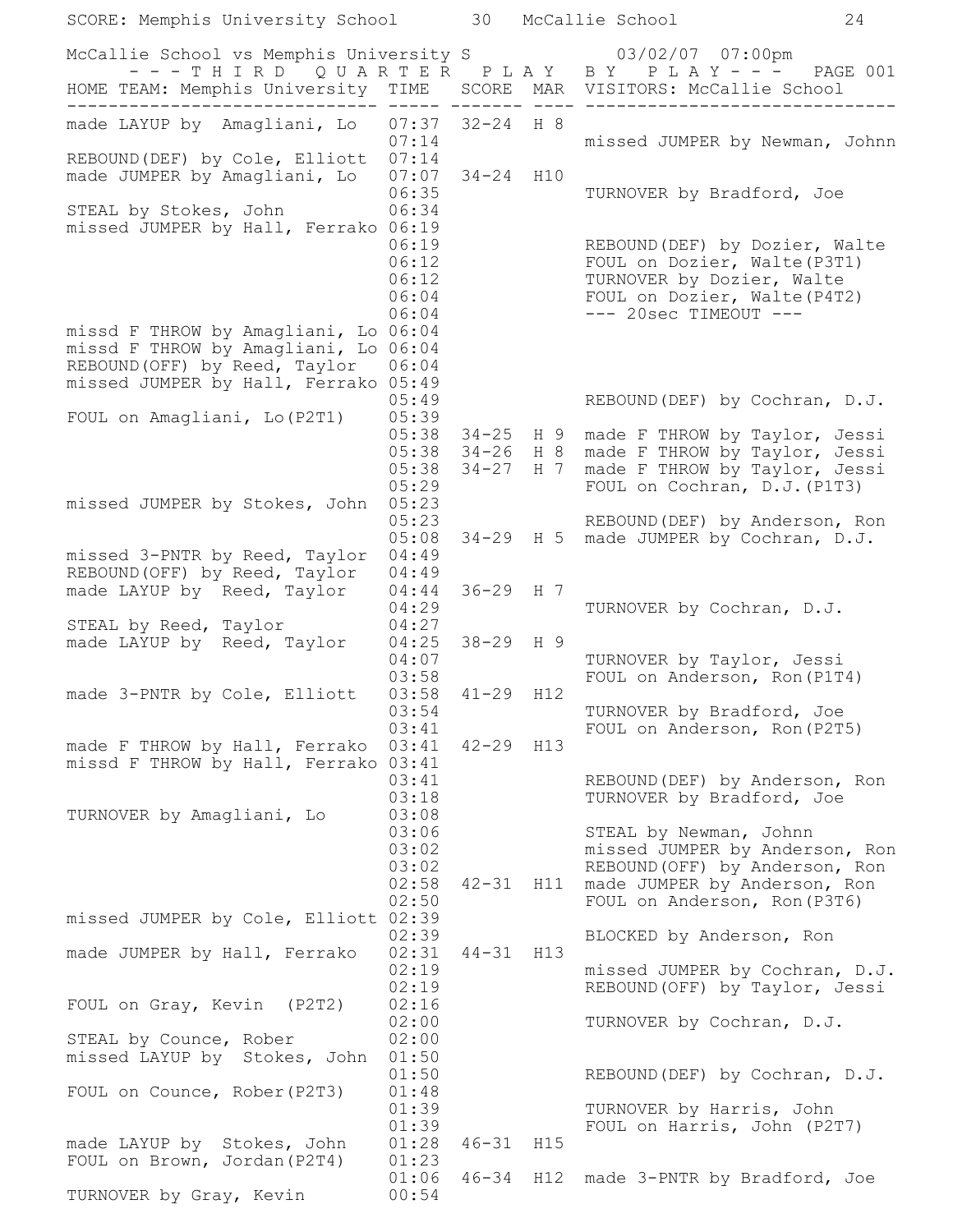SCORE: Memphis University School 30 McCallie School 24

McCallie School vs Memphis University S 03/02/07 07:00pm

## - - - T H I R D Q U A R T E R P L A Y B Y P L A Y - - - PAGE 001

| HOME TEAM: Memphis University | TIME | SCORE | MAR | VISITORS: McCallie School |
|---|---|---|---|---|
| made LAYUP by Amagliani, Lo | 07:37 | 32-24 | H 8 | |
| | 07:14 | | | missed JUMPER by Newman, Johnn |
| REBOUND(DEF) by Cole, Elliott | 07:14 | | | |
| made JUMPER by Amagliani, Lo | 07:07 | 34-24 | H10 | |
| | 06:35 | | | TURNOVER by Bradford, Joe |
| STEAL by Stokes, John | 06:34 | | | |
| missed JUMPER by Hall, Ferrako | 06:19 | | | |
| | 06:19 | | | REBOUND(DEF) by Dozier, Walte |
| | 06:12 | | | FOUL on Dozier, Walte(P3T1) |
| | 06:12 | | | TURNOVER by Dozier, Walte |
| | 06:04 | | | FOUL on Dozier, Walte(P4T2) |
| | 06:04 | | | --- 20sec TIMEOUT --- |
| missd F THROW by Amagliani, Lo | 06:04 | | | |
| missd F THROW by Amagliani, Lo | 06:04 | | | |
| REBOUND(OFF) by Reed, Taylor | 06:04 | | | |
| missed JUMPER by Hall, Ferrako | 05:49 | | | |
| | 05:49 | | | REBOUND(DEF) by Cochran, D.J. |
| FOUL on Amagliani, Lo(P2T1) | 05:39 | | | |
| | 05:38 | 34-25 | H 9 | made F THROW by Taylor, Jessi |
| | 05:38 | 34-26 | H 8 | made F THROW by Taylor, Jessi |
| | 05:38 | 34-27 | H 7 | made F THROW by Taylor, Jessi |
| | 05:29 | | | FOUL on Cochran, D.J.(P1T3) |
| missed JUMPER by Stokes, John | 05:23 | | | |
| | 05:23 | | | REBOUND(DEF) by Anderson, Ron |
| | 05:08 | 34-29 | H 5 | made JUMPER by Cochran, D.J. |
| missed 3-PNTR by Reed, Taylor | 04:49 | | | |
| REBOUND(OFF) by Reed, Taylor | 04:49 | | | |
| made LAYUP by Reed, Taylor | 04:44 | 36-29 | H 7 | |
| | 04:29 | | | TURNOVER by Cochran, D.J. |
| STEAL by Reed, Taylor | 04:27 | | | |
| made LAYUP by Reed, Taylor | 04:25 | 38-29 | H 9 | |
| | 04:07 | | | TURNOVER by Taylor, Jessi |
| | 03:58 | | | FOUL on Anderson, Ron(P1T4) |
| made 3-PNTR by Cole, Elliott | 03:58 | 41-29 | H12 | |
| | 03:54 | | | TURNOVER by Bradford, Joe |
| | 03:41 | | | FOUL on Anderson, Ron(P2T5) |
| made F THROW by Hall, Ferrako | 03:41 | 42-29 | H13 | |
| missd F THROW by Hall, Ferrako | 03:41 | | | |
| | 03:41 | | | REBOUND(DEF) by Anderson, Ron |
| | 03:18 | | | TURNOVER by Bradford, Joe |
| TURNOVER by Amagliani, Lo | 03:08 | | | |
| | 03:06 | | | STEAL by Newman, Johnn |
| | 03:02 | | | missed JUMPER by Anderson, Ron |
| | 03:02 | | | REBOUND(OFF) by Anderson, Ron |
| | 02:58 | 42-31 | H11 | made JUMPER by Anderson, Ron |
| | 02:50 | | | FOUL on Anderson, Ron(P3T6) |
| missed JUMPER by Cole, Elliott | 02:39 | | | |
| | 02:39 | | | BLOCKED by Anderson, Ron |
| made JUMPER by Hall, Ferrako | 02:31 | 44-31 | H13 | |
| | 02:19 | | | missed JUMPER by Cochran, D.J. |
| | 02:19 | | | REBOUND(OFF) by Taylor, Jessi |
| FOUL on Gray, Kevin (P2T2) | 02:16 | | | |
| | 02:00 | | | TURNOVER by Cochran, D.J. |
| STEAL by Counce, Rober | 02:00 | | | |
| missed LAYUP by Stokes, John | 01:50 | | | |
| | 01:50 | | | REBOUND(DEF) by Cochran, D.J. |
| FOUL on Counce, Rober(P2T3) | 01:48 | | | |
| | 01:39 | | | TURNOVER by Harris, John |
| | 01:39 | | | FOUL on Harris, John (P2T7) |
| made LAYUP by Stokes, John | 01:28 | 46-31 | H15 | |
| FOUL on Brown, Jordan(P2T4) | 01:23 | | | |
| | 01:06 | 46-34 | H12 | made 3-PNTR by Bradford, Joe |
| TURNOVER by Gray, Kevin | 00:54 | | | |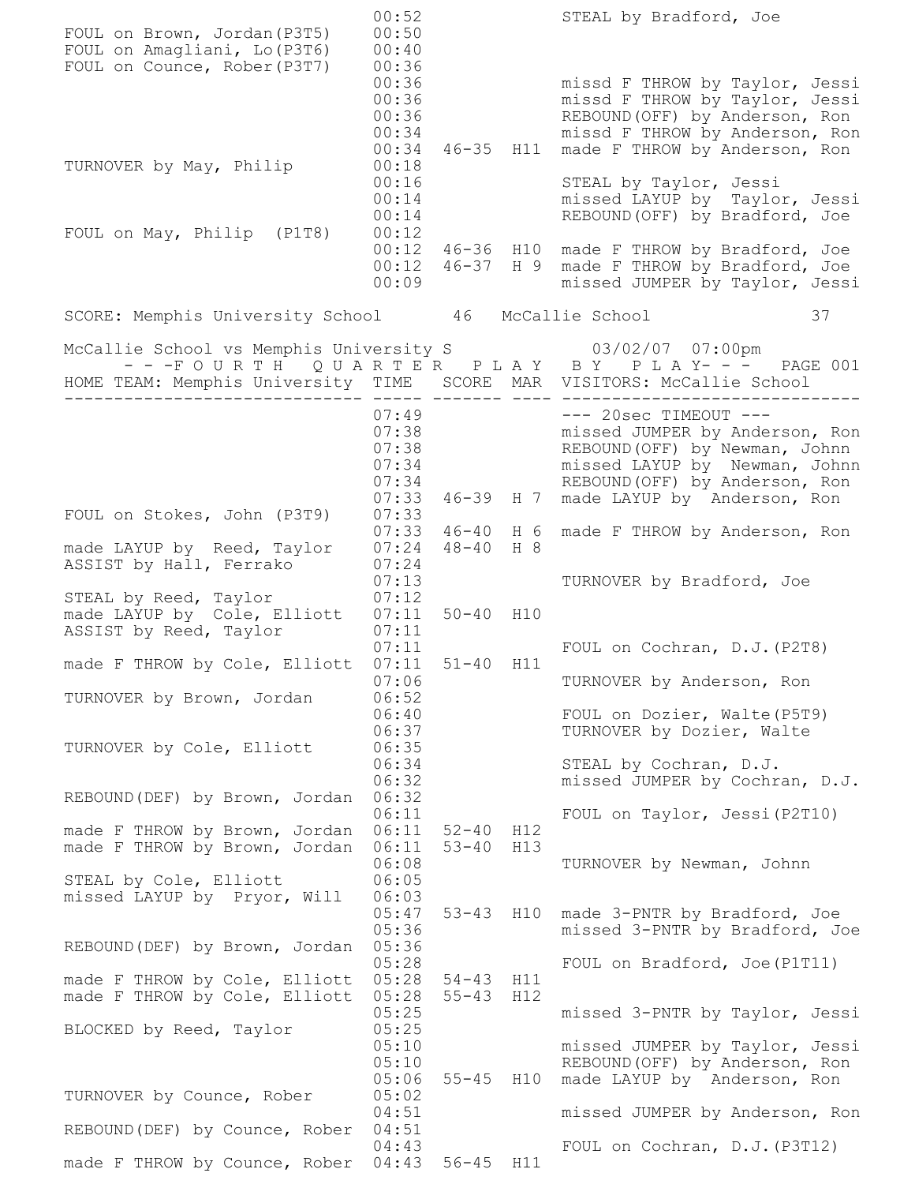| HOME TEAM | TIME | SCORE | MAR | VISITORS |
|---|---|---|---|---|
| | 00:52 | | | STEAL by Bradford, Joe |
| FOUL on Brown, Jordan(P3T5) | 00:50 | | | |
| FOUL on Amagliani, Lo(P3T6) | 00:40 | | | |
| FOUL on Counce, Rober(P3T7) | 00:36 | | | |
| | 00:36 | | | missd F THROW by Taylor, Jessi |
| | 00:36 | | | missd F THROW by Taylor, Jessi |
| | 00:36 | | | REBOUND(OFF) by Anderson, Ron |
| | 00:34 | | | missd F THROW by Anderson, Ron |
| | 00:34 | 46-35 | H11 | made F THROW by Anderson, Ron |
| TURNOVER by May, Philip | 00:18 | | | |
| | 00:16 | | | STEAL by Taylor, Jessi |
| | 00:14 | | | missed LAYUP by Taylor, Jessi |
| | 00:14 | | | REBOUND(OFF) by Bradford, Joe |
| FOUL on May, Philip (P1T8) | 00:12 | | | |
| | 00:12 | 46-36 | H10 | made F THROW by Bradford, Joe |
| | 00:12 | 46-37 | H 9 | made F THROW by Bradford, Joe |
| | 00:09 | | | missed JUMPER by Taylor, Jessi |

SCORE: Memphis University School 46 McCallie School 37

McCallie School vs Memphis University S 03/02/07 07:00pm

- - -F O U R T H Q U A R T E R P L A Y B Y P L A Y- - - PAGE 001

| HOME TEAM: Memphis University | TIME | SCORE | MAR | VISITORS: McCallie School |
|---|---|---|---|---|
| | 07:49 | | | --- 20sec TIMEOUT --- |
| | 07:38 | | | missed JUMPER by Anderson, Ron |
| | 07:38 | | | REBOUND(OFF) by Newman, Johnn |
| | 07:34 | | | missed LAYUP by Newman, Johnn |
| | 07:34 | | | REBOUND(OFF) by Anderson, Ron |
| | 07:33 | 46-39 | H 7 | made LAYUP by Anderson, Ron |
| FOUL on Stokes, John (P3T9) | 07:33 | | | |
| | 07:33 | 46-40 | H 6 | made F THROW by Anderson, Ron |
| made LAYUP by Reed, Taylor | 07:24 | 48-40 | H 8 | |
| ASSIST by Hall, Ferrako | 07:24 | | | |
| | 07:13 | | | TURNOVER by Bradford, Joe |
| STEAL by Reed, Taylor | 07:12 | | | |
| made LAYUP by Cole, Elliott | 07:11 | 50-40 | H10 | |
| ASSIST by Reed, Taylor | 07:11 | | | |
| | 07:11 | | | FOUL on Cochran, D.J.(P2T8) |
| made F THROW by Cole, Elliott | 07:11 | 51-40 | H11 | |
| | 07:06 | | | TURNOVER by Anderson, Ron |
| TURNOVER by Brown, Jordan | 06:52 | | | |
| | 06:40 | | | FOUL on Dozier, Walte(P5T9) |
| | 06:37 | | | TURNOVER by Dozier, Walte |
| TURNOVER by Cole, Elliott | 06:35 | | | |
| | 06:34 | | | STEAL by Cochran, D.J. |
| | 06:32 | | | missed JUMPER by Cochran, D.J. |
| REBOUND(DEF) by Brown, Jordan | 06:32 | | | |
| | 06:11 | | | FOUL on Taylor, Jessi(P2T10) |
| made F THROW by Brown, Jordan | 06:11 | 52-40 | H12 | |
| made F THROW by Brown, Jordan | 06:11 | 53-40 | H13 | |
| | 06:08 | | | TURNOVER by Newman, Johnn |
| STEAL by Cole, Elliott | 06:05 | | | |
| missed LAYUP by Pryor, Will | 06:03 | | | |
| | 05:47 | 53-43 | H10 | made 3-PNTR by Bradford, Joe |
| | 05:36 | | | missed 3-PNTR by Bradford, Joe |
| REBOUND(DEF) by Brown, Jordan | 05:36 | | | |
| | 05:28 | | | FOUL on Bradford, Joe(P1T11) |
| made F THROW by Cole, Elliott | 05:28 | 54-43 | H11 | |
| made F THROW by Cole, Elliott | 05:28 | 55-43 | H12 | |
| | 05:25 | | | missed 3-PNTR by Taylor, Jessi |
| BLOCKED by Reed, Taylor | 05:25 | | | |
| | 05:10 | | | missed JUMPER by Taylor, Jessi |
| | 05:10 | | | REBOUND(OFF) by Anderson, Ron |
| | 05:06 | 55-45 | H10 | made LAYUP by Anderson, Ron |
| TURNOVER by Counce, Rober | 05:02 | | | |
| | 04:51 | | | missed JUMPER by Anderson, Ron |
| REBOUND(DEF) by Counce, Rober | 04:51 | | | |
| | 04:43 | | | FOUL on Cochran, D.J.(P3T12) |
| made F THROW by Counce, Rober | 04:43 | 56-45 | H11 | |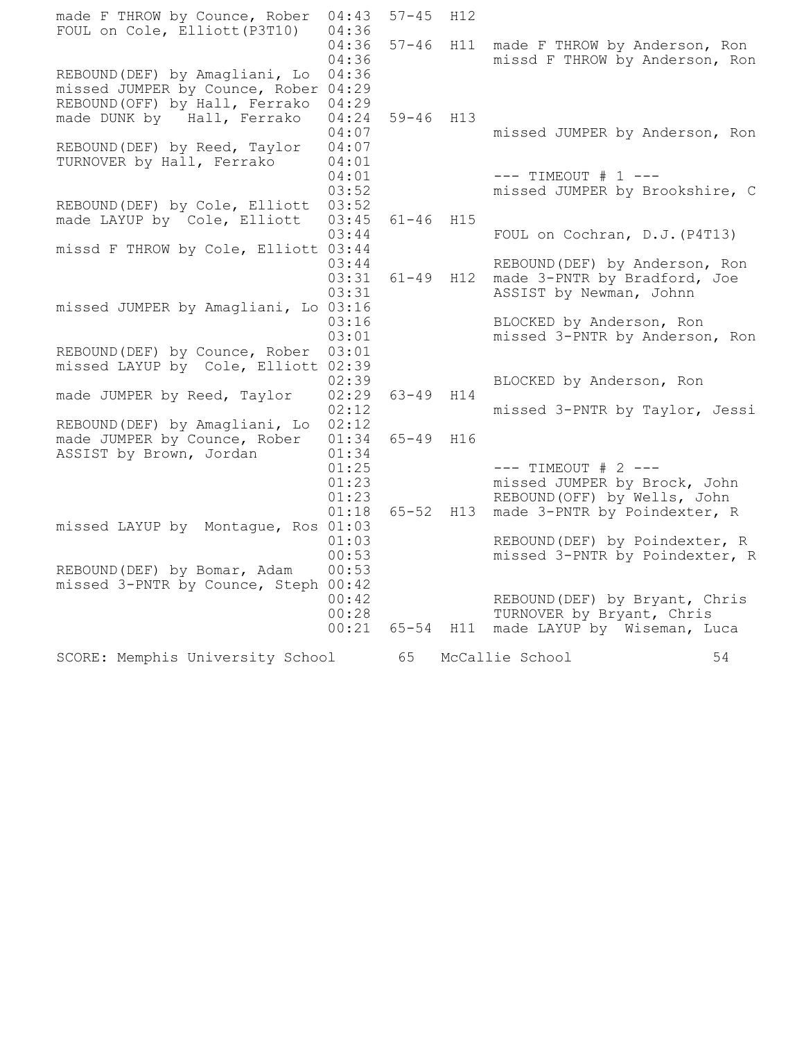| | | | | |
|---|---|---|---|---|
| made F THROW by Counce, Rober | 04:43 | 57-45 | H12 | |
| FOUL on Cole, Elliott(P3T10) | 04:36 | | | |
| | 04:36 | 57-46 | H11 | made F THROW by Anderson, Ron |
| | 04:36 | | | missd F THROW by Anderson, Ron |
| REBOUND(DEF) by Amagliani, Lo | 04:36 | | | |
| missed JUMPER by Counce, Rober | 04:29 | | | |
| REBOUND(OFF) by Hall, Ferrako | 04:29 | | | |
| made DUNK by Hall, Ferrako | 04:24 | 59-46 | H13 | |
| | 04:07 | | | missed JUMPER by Anderson, Ron |
| REBOUND(DEF) by Reed, Taylor | 04:07 | | | |
| TURNOVER by Hall, Ferrako | 04:01 | | | |
| | 04:01 | | | --- TIMEOUT # 1 --- |
| | 03:52 | | | missed JUMPER by Brookshire, C |
| REBOUND(DEF) by Cole, Elliott | 03:52 | | | |
| made LAYUP by Cole, Elliott | 03:45 | 61-46 | H15 | |
| | 03:44 | | | FOUL on Cochran, D.J.(P4T13) |
| missd F THROW by Cole, Elliott | 03:44 | | | |
| | 03:44 | | | REBOUND(DEF) by Anderson, Ron |
| | 03:31 | 61-49 | H12 | made 3-PNTR by Bradford, Joe |
| | 03:31 | | | ASSIST by Newman, Johnn |
| missed JUMPER by Amagliani, Lo | 03:16 | | | |
| | 03:16 | | | BLOCKED by Anderson, Ron |
| | 03:01 | | | missed 3-PNTR by Anderson, Ron |
| REBOUND(DEF) by Counce, Rober | 03:01 | | | |
| missed LAYUP by Cole, Elliott | 02:39 | | | |
| | 02:39 | | | BLOCKED by Anderson, Ron |
| made JUMPER by Reed, Taylor | 02:29 | 63-49 | H14 | |
| | 02:12 | | | missed 3-PNTR by Taylor, Jessi |
| REBOUND(DEF) by Amagliani, Lo | 02:12 | | | |
| made JUMPER by Counce, Rober | 01:34 | 65-49 | H16 | |
| ASSIST by Brown, Jordan | 01:34 | | | |
| | 01:25 | | | --- TIMEOUT # 2 --- |
| | 01:23 | | | missed JUMPER by Brock, John |
| | 01:23 | | | REBOUND(OFF) by Wells, John |
| | 01:18 | 65-52 | H13 | made 3-PNTR by Poindexter, R |
| missed LAYUP by Montague, Ros | 01:03 | | | |
| | 01:03 | | | REBOUND(DEF) by Poindexter, R |
| | 00:53 | | | missed 3-PNTR by Poindexter, R |
| REBOUND(DEF) by Bomar, Adam | 00:53 | | | |
| missed 3-PNTR by Counce, Steph | 00:42 | | | |
| | 00:42 | | | REBOUND(DEF) by Bryant, Chris |
| | 00:28 | | | TURNOVER by Bryant, Chris |
| | 00:21 | 65-54 | H11 | made LAYUP by Wiseman, Luca |

SCORE: Memphis University School 65 McCallie School 54